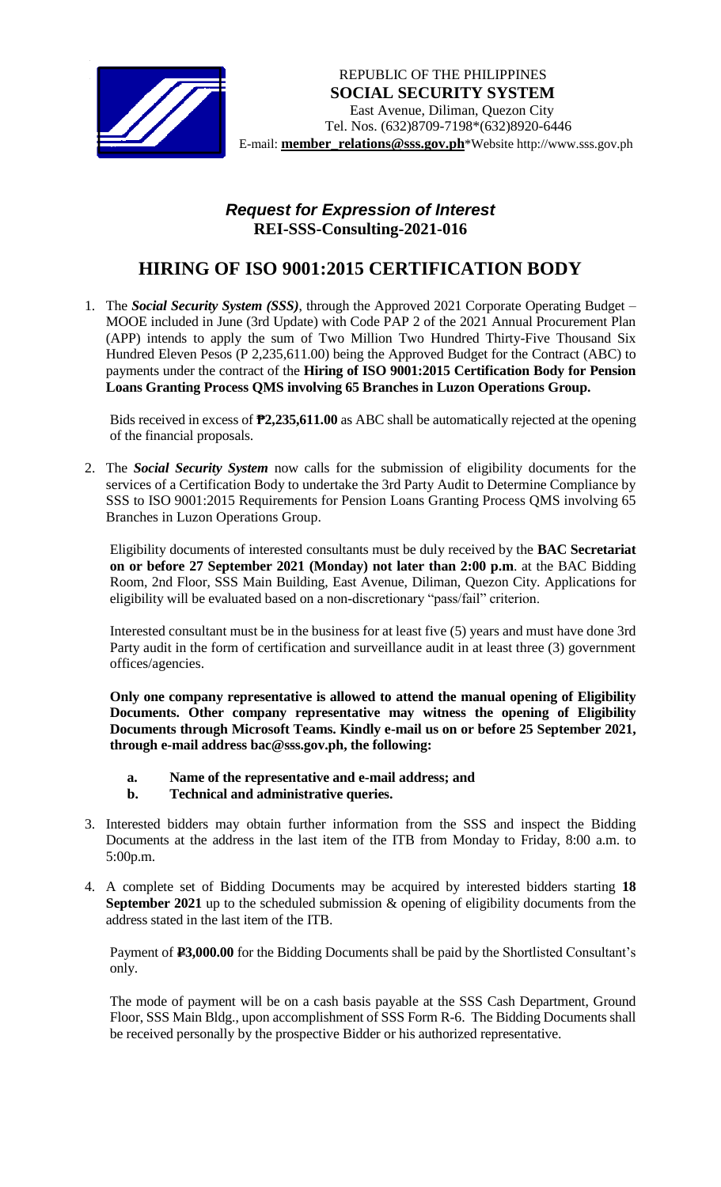REPUBLIC OF THE PHILIPPINES
**SOCIAL SECURITY SYSTEM**
East Avenue, Diliman, Quezon City
Tel. Nos. (632)8709-7198*(632)8920-6446
E-mail: **member_relations@sss.gov.ph***Website http://www.sss.gov.ph

## *Request for Expression of Interest*
## REI-SSS-Consulting-2021-016

# HIRING OF ISO 9001:2015 CERTIFICATION BODY

1. The ***Social Security System (SSS)***, through the Approved 2021 Corporate Operating Budget – MOOE included in June (3rd Update) with Code PAP 2 of the 2021 Annual Procurement Plan (APP) intends to apply the sum of Two Million Two Hundred Thirty-Five Thousand Six Hundred Eleven Pesos (P 2,235,611.00) being the Approved Budget for the Contract (ABC) to payments under the contract of the **Hiring of ISO 9001:2015 Certification Body for Pension Loans Granting Process QMS involving 65 Branches in Luzon Operations Group.**

   Bids received in excess of **₱2,235,611.00** as ABC shall be automatically rejected at the opening of the financial proposals.

2. The ***Social Security System*** now calls for the submission of eligibility documents for the services of a Certification Body to undertake the 3rd Party Audit to Determine Compliance by SSS to ISO 9001:2015 Requirements for Pension Loans Granting Process QMS involving 65 Branches in Luzon Operations Group.

   Eligibility documents of interested consultants must be duly received by the **BAC Secretariat on or before 27 September 2021 (Monday) not later than 2:00 p.m**. at the BAC Bidding Room, 2nd Floor, SSS Main Building, East Avenue, Diliman, Quezon City. Applications for eligibility will be evaluated based on a non-discretionary "pass/fail" criterion.

   Interested consultant must be in the business for at least five (5) years and must have done 3rd Party audit in the form of certification and surveillance audit in at least three (3) government offices/agencies.

   **Only one company representative is allowed to attend the manual opening of Eligibility Documents. Other company representative may witness the opening of Eligibility Documents through Microsoft Teams. Kindly e-mail us on or before 25 September 2021, through e-mail address bac@sss.gov.ph, the following:**

   **a. Name of the representative and e-mail address; and**
   **b. Technical and administrative queries.**

3. Interested bidders may obtain further information from the SSS and inspect the Bidding Documents at the address in the last item of the ITB from Monday to Friday, 8:00 a.m. to 5:00p.m.

4. A complete set of Bidding Documents may be acquired by interested bidders starting **18 September 2021** up to the scheduled submission & opening of eligibility documents from the address stated in the last item of the ITB.

   Payment of **₱3,000.00** for the Bidding Documents shall be paid by the Shortlisted Consultant's only.

   The mode of payment will be on a cash basis payable at the SSS Cash Department, Ground Floor, SSS Main Bldg., upon accomplishment of SSS Form R-6. The Bidding Documents shall be received personally by the prospective Bidder or his authorized representative.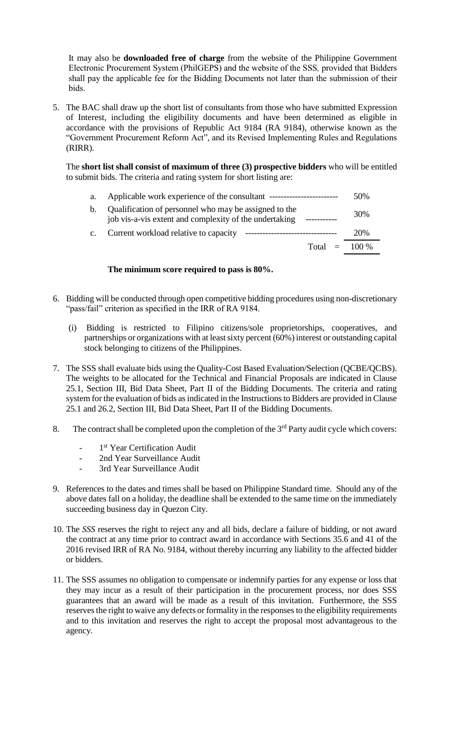It may also be **downloaded free of charge** from the website of the Philippine Government Electronic Procurement System (PhilGEPS) and the website of the SSS*,* provided that Bidders shall pay the applicable fee for the Bidding Documents not later than the submission of their bids.

5. The BAC shall draw up the short list of consultants from those who have submitted Expression of Interest, including the eligibility documents and have been determined as eligible in accordance with the provisions of Republic Act 9184 (RA 9184), otherwise known as the "Government Procurement Reform Act", and its Revised Implementing Rules and Regulations (RIRR).

   The **short list shall consist of maximum of three (3) prospective bidders** who will be entitled to submit bids. The criteria and rating system for short listing are:

| | | |
|---|---|---|
| a. | Applicable work experience of the consultant ------------------------ | 50% |
| b. | Qualification of personnel who may be assigned to the job vis-a-vis extent and complexity of the undertaking ----------- | 30% |
| c. | Current workload relative to capacity -------------------------------- | 20% |
| | Total = | 100 % |

   **The minimum score required to pass is 80%.**

6. Bidding will be conducted through open competitive bidding procedures using non-discretionary "pass/fail" criterion as specified in the IRR of RA 9184.

   (i) Bidding is restricted to Filipino citizens/sole proprietorships, cooperatives, and partnerships or organizations with at least sixty percent (60%) interest or outstanding capital stock belonging to citizens of the Philippines.

7. The SSS shall evaluate bids using the Quality-Cost Based Evaluation/Selection (QCBE/QCBS). The weights to be allocated for the Technical and Financial Proposals are indicated in Clause 25.1, Section III, Bid Data Sheet, Part II of the Bidding Documents. The criteria and rating system for the evaluation of bids as indicated in the Instructions to Bidders are provided in Clause 25.1 and 26.2, Section III, Bid Data Sheet, Part II of the Bidding Documents.

8. The contract shall be completed upon the completion of the 3rd Party audit cycle which covers:

   - 1st Year Certification Audit
   - 2nd Year Surveillance Audit
   - 3rd Year Surveillance Audit

9. References to the dates and times shall be based on Philippine Standard time. Should any of the above dates fall on a holiday, the deadline shall be extended to the same time on the immediately succeeding business day in Quezon City.

10. The *SSS* reserves the right to reject any and all bids, declare a failure of bidding, or not award the contract at any time prior to contract award in accordance with Sections 35.6 and 41 of the 2016 revised IRR of RA No. 9184, without thereby incurring any liability to the affected bidder or bidders.

11. The SSS assumes no obligation to compensate or indemnify parties for any expense or loss that they may incur as a result of their participation in the procurement process, nor does SSS guarantees that an award will be made as a result of this invitation. Furthermore, the SSS reserves the right to waive any defects or formality in the responses to the eligibility requirements and to this invitation and reserves the right to accept the proposal most advantageous to the agency.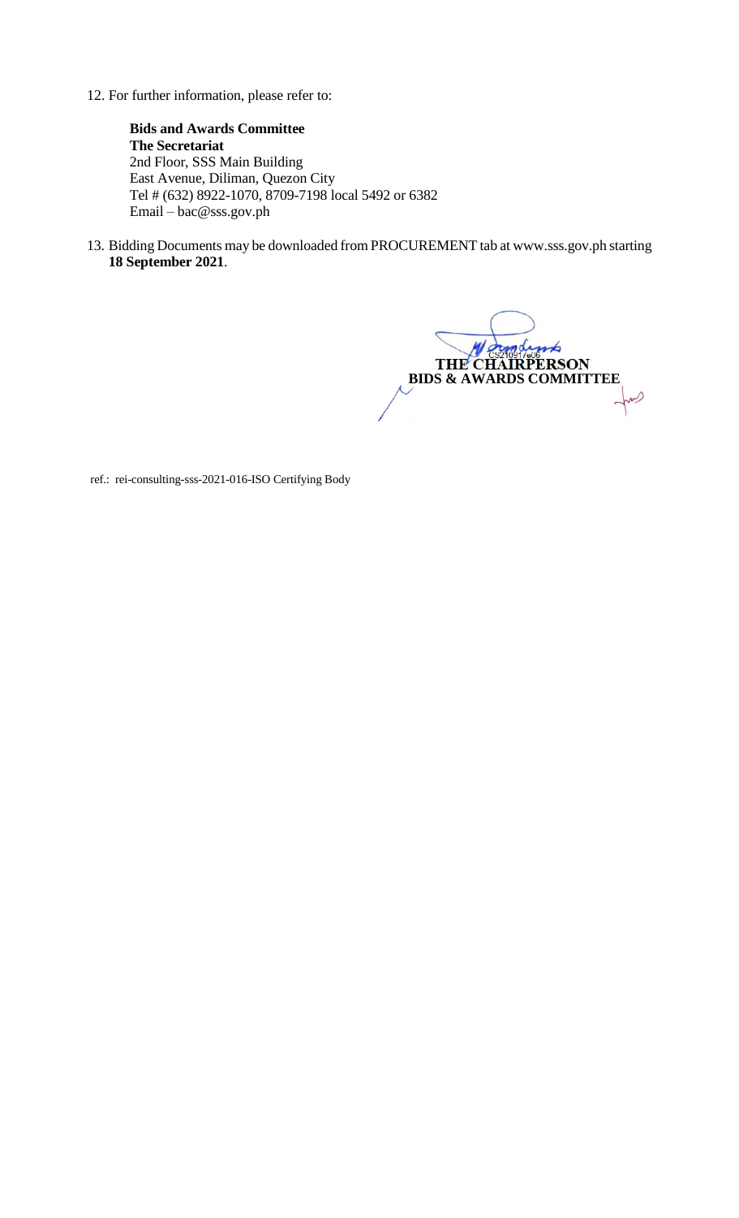12. For further information, please refer to:

    **Bids and Awards Committee**
    **The Secretariat**
    2nd Floor, SSS Main Building
    East Avenue, Diliman, Quezon City
    Tel # (632) 8922-1070, 8709-7198 local 5492 or 6382
    Email – bac@sss.gov.ph

13. Bidding Documents may be downloaded from PROCUREMENT tab at www.sss.gov.ph starting **18 September 2021**.

CS210917e06

**THE CHAIRPERSON**
**BIDS & AWARDS COMMITTEE**

ref.: rei-consulting-sss-2021-016-ISO Certifying Body